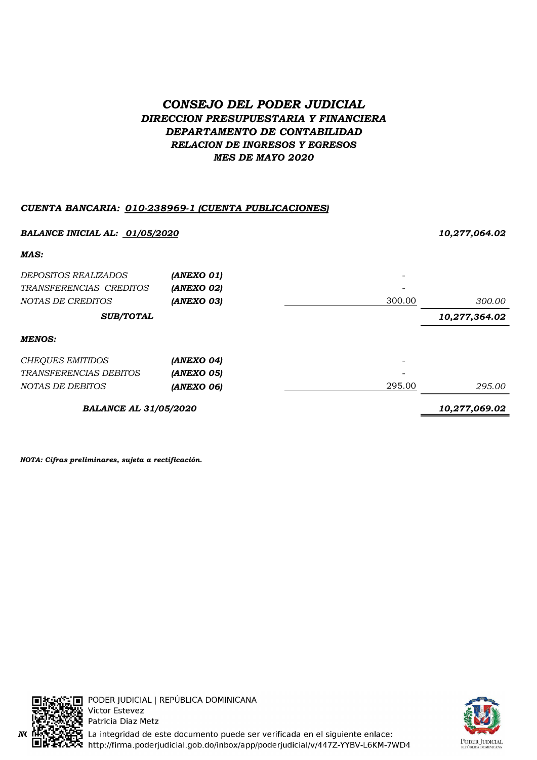# *CONSEJO DEL PODER JUDICIAL*

## *DIRECCION PRESUPUESTARIA Y FINANCIERA*

### *DEPARTAMENTO DE CONTABILIDAD*

### *RELACION DE INGRESOS Y EGRESOS*

### *MES DE MAYO 2020*

***CUENTA BANCARIA: 010-238969-1 (CUENTA PUBLICACIONES)***

| | | | |
|---|---|---|---|
| ***BALANCE INICIAL AL: 01/05/2020*** | | | ***10,277,064.02*** |
| ***MAS:*** | | | |
| *DEPOSITOS REALIZADOS* | ***(ANEXO 01)*** | - | |
| *TRANSFERENCIAS CREDITOS* | ***(ANEXO 02)*** | - | |
| *NOTAS DE CREDITOS* | ***(ANEXO 03)*** | 300.00 | *300.00* |
| ***SUB/TOTAL*** | | | ***10,277,364.02*** |
| ***MENOS:*** | | | |
| *CHEQUES EMITIDOS* | ***(ANEXO 04)*** | - | |
| *TRANSFERENCIAS DEBITOS* | ***(ANEXO 05)*** | - | |
| *NOTAS DE DEBITOS* | ***(ANEXO 06)*** | 295.00 | *295.00* |
| ***BALANCE AL 31/05/2020*** | | | ***10,277,069.02*** |

***NOTA: Cifras preliminares, sujeta a rectificación.***

PODER JUDICIAL | REPÚBLICA DOMINICANA
Victor Estevez
Patricia Diaz Metz
La integridad de este documento puede ser verificada en el siguiente enlace:
http://firma.poderjudicial.gob.do/inbox/app/poderjudicial/v/447Z-YYBV-L6KM-7WD4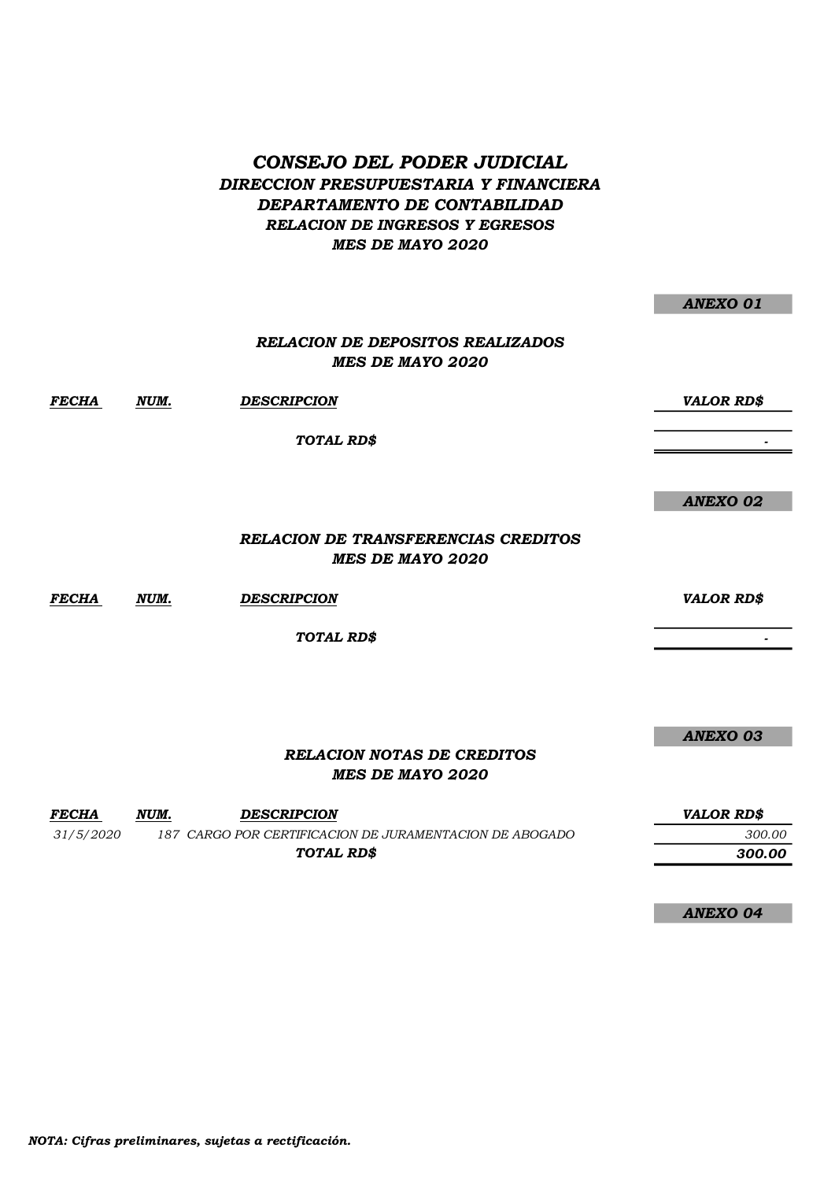# *CONSEJO DEL PODER JUDICIAL*

## *DIRECCION PRESUPUESTARIA Y FINANCIERA*

## *DEPARTAMENTO DE CONTABILIDAD*

### *RELACION DE INGRESOS Y EGRESOS*

### *MES DE MAYO 2020*

***ANEXO 01***

### *RELACION DE DEPOSITOS REALIZADOS*
### *MES DE MAYO 2020*

| *FECHA* | *NUM.* | *DESCRIPCION* | *VALOR RD$* |
|---|---|---|---|
| | | ***TOTAL RD$*** | - |

***ANEXO 02***

### *RELACION DE TRANSFERENCIAS CREDITOS*
### *MES DE MAYO 2020*

| *FECHA* | *NUM.* | *DESCRIPCION* | *VALOR RD$* |
|---|---|---|---|
| | | ***TOTAL RD$*** | - |

***ANEXO 03***

### *RELACION NOTAS DE CREDITOS*
### *MES DE MAYO 2020*

| *FECHA* | *NUM.* | *DESCRIPCION* | *VALOR RD$* |
|---|---|---|---|
| *31/5/2020* | *187* | *CARGO POR CERTIFICACION DE JURAMENTACION DE ABOGADO* | *300.00* |
| | | ***TOTAL RD$*** | ***300.00*** |

***ANEXO 04***

***NOTA: Cifras preliminares, sujetas a rectificación.***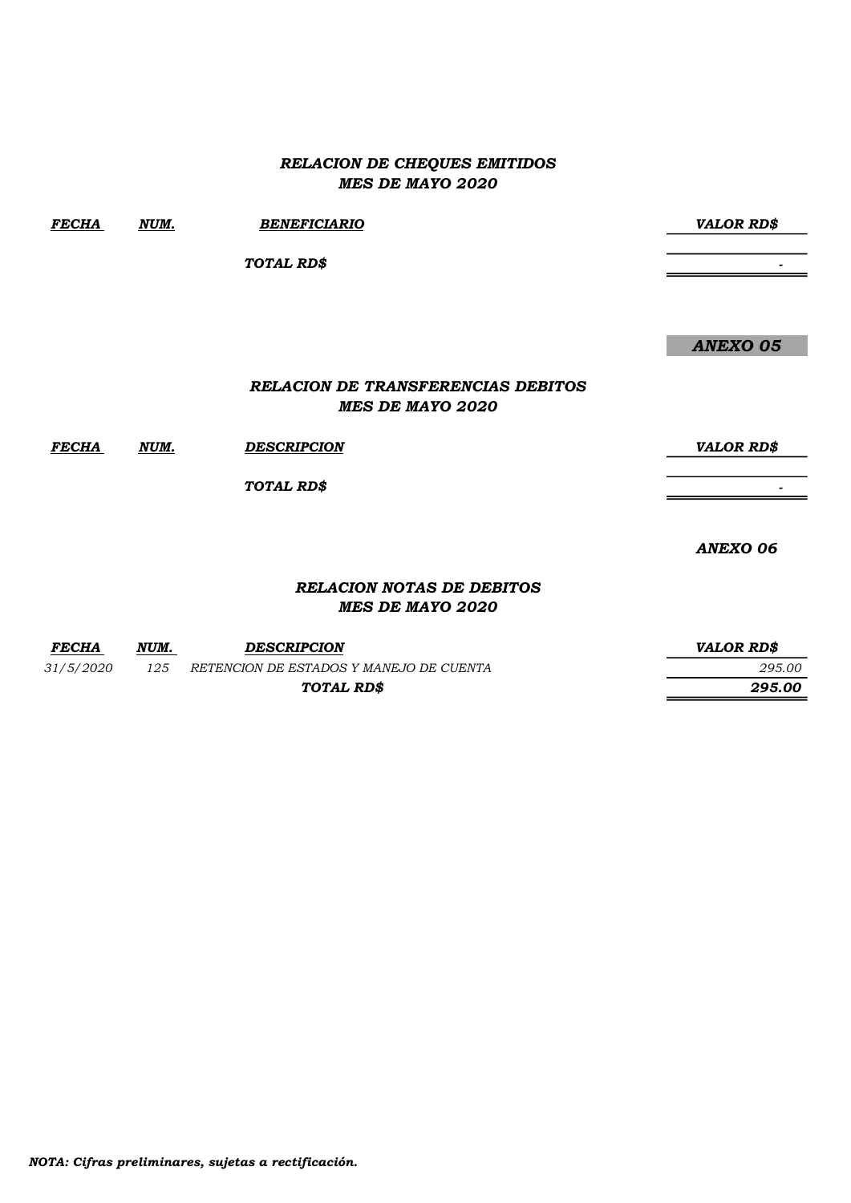## *RELACION DE CHEQUES EMITIDOS*
## *MES DE MAYO 2020*

| *FECHA* | *NUM.* | *BENEFICIARIO* | *VALOR RD$* |
|---|---|---|---|
| | | ***TOTAL RD$*** | - |

***ANEXO 05***

## *RELACION DE TRANSFERENCIAS DEBITOS*
## *MES DE MAYO 2020*

| *FECHA* | *NUM.* | *DESCRIPCION* | *VALOR RD$* |
|---|---|---|---|
| | | ***TOTAL RD$*** | - |

***ANEXO 06***

## *RELACION NOTAS DE DEBITOS*
## *MES DE MAYO 2020*

| *FECHA* | *NUM.* | *DESCRIPCION* | *VALOR RD$* |
|---|---|---|---|
| *31/5/2020* | *125* | *RETENCION DE ESTADOS Y MANEJO DE CUENTA* | *295.00* |
| | | ***TOTAL RD$*** | ***295.00*** |

***NOTA: Cifras preliminares, sujetas a rectificación.***